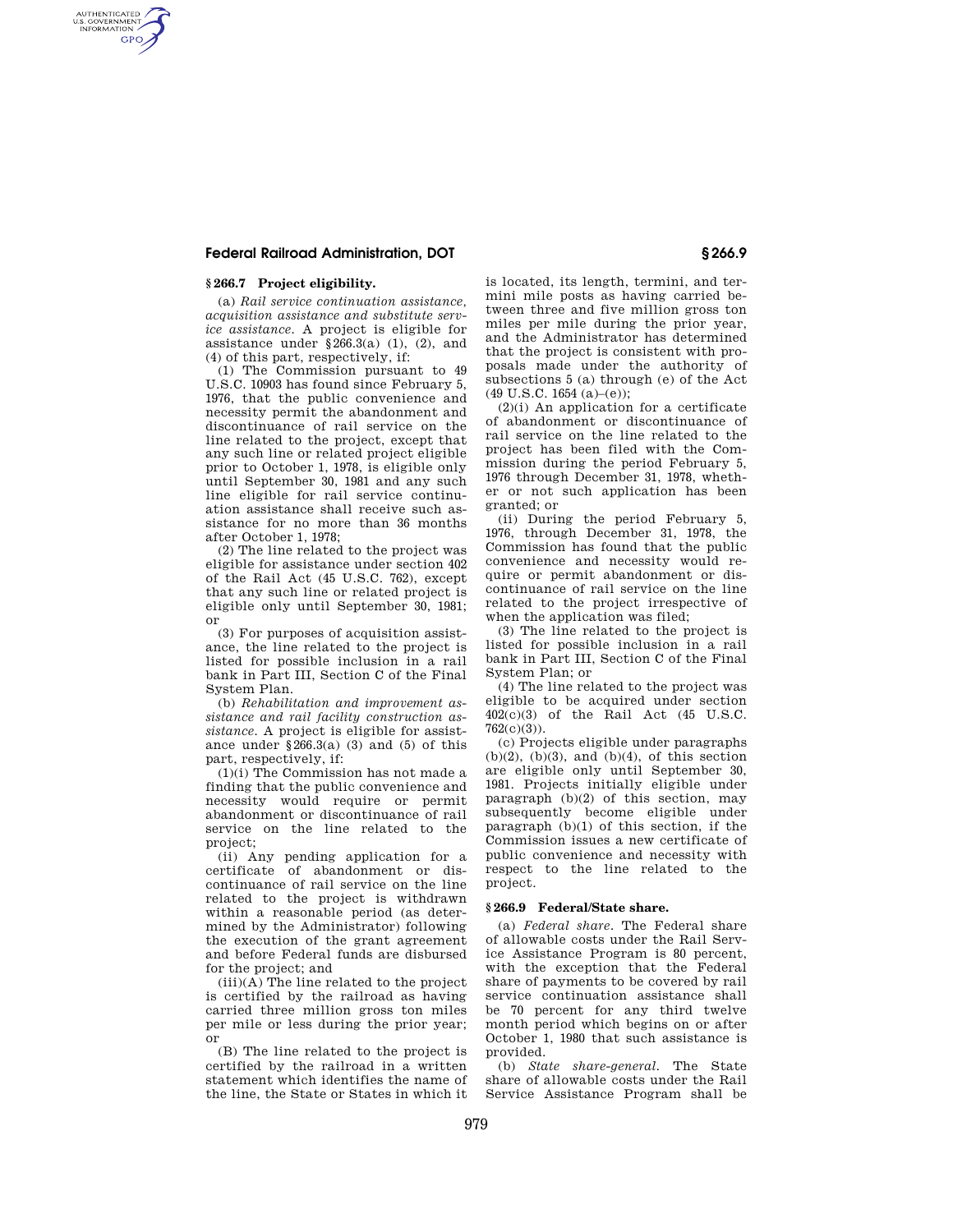### § 266.7 Project eligibility.

(a) *Rail service continuation assistance, acquisition assistance and substitute service assistance.* A project is eligible for assistance under § 266.3(a) (1), (2), and (4) of this part, respectively, if:

(1) The Commission pursuant to 49 U.S.C. 10903 has found since February 5, 1976, that the public convenience and necessity permit the abandonment and discontinuance of rail service on the line related to the project, except that any such line or related project eligible prior to October 1, 1978, is eligible only until September 30, 1981 and any such line eligible for rail service continuation assistance shall receive such assistance for no more than 36 months after October 1, 1978;

(2) The line related to the project was eligible for assistance under section 402 of the Rail Act (45 U.S.C. 762), except that any such line or related project is eligible only until September 30, 1981; or

(3) For purposes of acquisition assistance, the line related to the project is listed for possible inclusion in a rail bank in Part III, Section C of the Final System Plan.

(b) *Rehabilitation and improvement assistance and rail facility construction assistance.* A project is eligible for assistance under § 266.3(a) (3) and (5) of this part, respectively, if:

(1)(i) The Commission has not made a finding that the public convenience and necessity would require or permit abandonment or discontinuance of rail service on the line related to the project;

(ii) Any pending application for a certificate of abandonment or discontinuance of rail service on the line related to the project is withdrawn within a reasonable period (as determined by the Administrator) following the execution of the grant agreement and before Federal funds are disbursed for the project; and

(iii)(A) The line related to the project is certified by the railroad as having carried three million gross ton miles per mile or less during the prior year; or

(B) The line related to the project is certified by the railroad in a written statement which identifies the name of the line, the State or States in which it is located, its length, termini, and termini mile posts as having carried between three and five million gross ton miles per mile during the prior year, and the Administrator has determined that the project is consistent with proposals made under the authority of subsections 5 (a) through (e) of the Act (49 U.S.C. 1654 (a)–(e));

(2)(i) An application for a certificate of abandonment or discontinuance of rail service on the line related to the project has been filed with the Commission during the period February 5, 1976 through December 31, 1978, whether or not such application has been granted; or

(ii) During the period February 5, 1976, through December 31, 1978, the Commission has found that the public convenience and necessity would require or permit abandonment or discontinuance of rail service on the line related to the project irrespective of when the application was filed;

(3) The line related to the project is listed for possible inclusion in a rail bank in Part III, Section C of the Final System Plan; or

(4) The line related to the project was eligible to be acquired under section 402(c)(3) of the Rail Act (45 U.S.C. 762(c)(3)).

(c) Projects eligible under paragraphs (b)(2), (b)(3), and (b)(4), of this section are eligible only until September 30, 1981. Projects initially eligible under paragraph (b)(2) of this section, may subsequently become eligible under paragraph (b)(1) of this section, if the Commission issues a new certificate of public convenience and necessity with respect to the line related to the project.

### § 266.9 Federal/State share.

(a) *Federal share.* The Federal share of allowable costs under the Rail Service Assistance Program is 80 percent, with the exception that the Federal share of payments to be covered by rail service continuation assistance shall be 70 percent for any third twelve month period which begins on or after October 1, 1980 that such assistance is provided.

(b) *State share-general.* The State share of allowable costs under the Rail Service Assistance Program shall be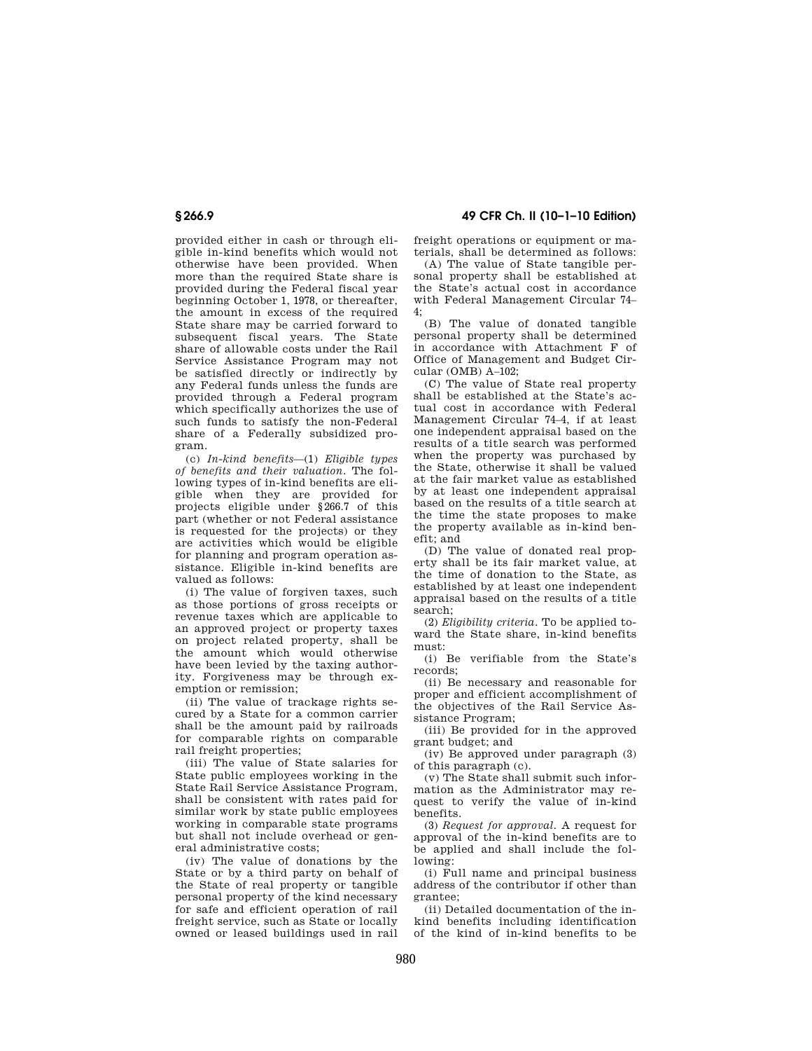provided either in cash or through eligible in-kind benefits which would not otherwise have been provided. When more than the required State share is provided during the Federal fiscal year beginning October 1, 1978, or thereafter, the amount in excess of the required State share may be carried forward to subsequent fiscal years. The State share of allowable costs under the Rail Service Assistance Program may not be satisfied directly or indirectly by any Federal funds unless the funds are provided through a Federal program which specifically authorizes the use of such funds to satisfy the non-Federal share of a Federally subsidized program.

(c) *In-kind benefits*—(1) *Eligible types of benefits and their valuation.* The following types of in-kind benefits are eligible when they are provided for projects eligible under §266.7 of this part (whether or not Federal assistance is requested for the projects) or they are activities which would be eligible for planning and program operation assistance. Eligible in-kind benefits are valued as follows:

(i) The value of forgiven taxes, such as those portions of gross receipts or revenue taxes which are applicable to an approved project or property taxes on project related property, shall be the amount which would otherwise have been levied by the taxing authority. Forgiveness may be through exemption or remission;

(ii) The value of trackage rights secured by a State for a common carrier shall be the amount paid by railroads for comparable rights on comparable rail freight properties;

(iii) The value of State salaries for State public employees working in the State Rail Service Assistance Program, shall be consistent with rates paid for similar work by state public employees working in comparable state programs but shall not include overhead or general administrative costs;

(iv) The value of donations by the State or by a third party on behalf of the State of real property or tangible personal property of the kind necessary for safe and efficient operation of rail freight service, such as State or locally owned or leased buildings used in rail freight operations or equipment or materials, shall be determined as follows:

(A) The value of State tangible personal property shall be established at the State's actual cost in accordance with Federal Management Circular 74–4;

(B) The value of donated tangible personal property shall be determined in accordance with Attachment F of Office of Management and Budget Circular (OMB) A–102;

(C) The value of State real property shall be established at the State's actual cost in accordance with Federal Management Circular 74–4, if at least one independent appraisal based on the results of a title search was performed when the property was purchased by the State, otherwise it shall be valued at the fair market value as established by at least one independent appraisal based on the results of a title search at the time the state proposes to make the property available as in-kind benefit; and

(D) The value of donated real property shall be its fair market value, at the time of donation to the State, as established by at least one independent appraisal based on the results of a title search;

(2) *Eligibility criteria.* To be applied toward the State share, in-kind benefits must:

(i) Be verifiable from the State's records;

(ii) Be necessary and reasonable for proper and efficient accomplishment of the objectives of the Rail Service Assistance Program;

(iii) Be provided for in the approved grant budget; and

(iv) Be approved under paragraph (3) of this paragraph (c).

(v) The State shall submit such information as the Administrator may request to verify the value of in-kind benefits.

(3) *Request for approval.* A request for approval of the in-kind benefits are to be applied and shall include the following:

(i) Full name and principal business address of the contributor if other than grantee;

(ii) Detailed documentation of the in-kind benefits including identification of the kind of in-kind benefits to be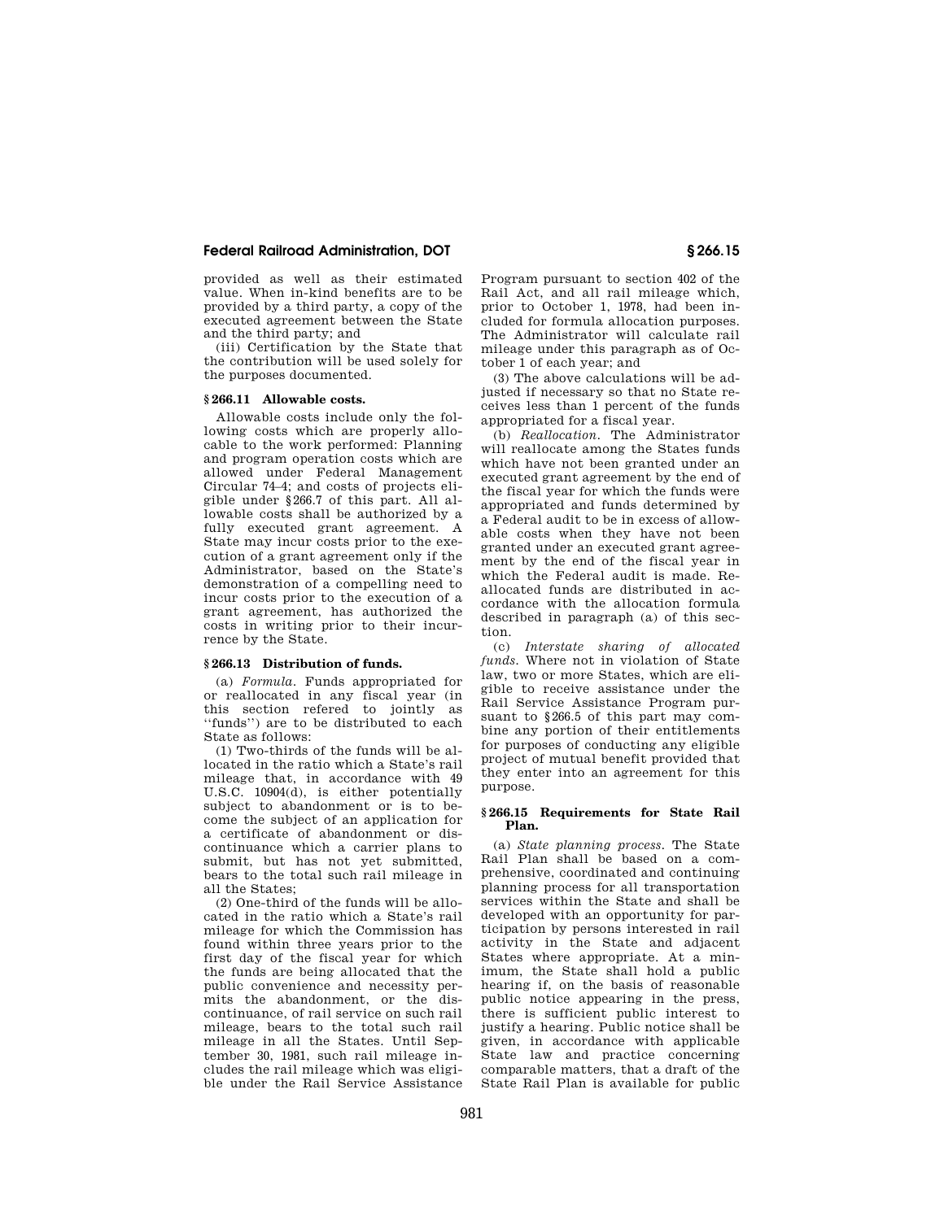provided as well as their estimated value. When in-kind benefits are to be provided by a third party, a copy of the executed agreement between the State and the third party; and

(iii) Certification by the State that the contribution will be used solely for the purposes documented.

### § 266.11 Allowable costs.

Allowable costs include only the following costs which are properly allocable to the work performed: Planning and program operation costs which are allowed under Federal Management Circular 74–4; and costs of projects eligible under §266.7 of this part. All allowable costs shall be authorized by a fully executed grant agreement. A State may incur costs prior to the execution of a grant agreement only if the Administrator, based on the State's demonstration of a compelling need to incur costs prior to the execution of a grant agreement, has authorized the costs in writing prior to their incurrence by the State.

### § 266.13 Distribution of funds.

(a) *Formula.* Funds appropriated for or reallocated in any fiscal year (in this section refered to jointly as ''funds'') are to be distributed to each State as follows:

(1) Two-thirds of the funds will be allocated in the ratio which a State's rail mileage that, in accordance with 49 U.S.C. 10904(d), is either potentially subject to abandonment or is to become the subject of an application for a certificate of abandonment or discontinuance which a carrier plans to submit, but has not yet submitted, bears to the total such rail mileage in all the States;

(2) One-third of the funds will be allocated in the ratio which a State's rail mileage for which the Commission has found within three years prior to the first day of the fiscal year for which the funds are being allocated that the public convenience and necessity permits the abandonment, or the discontinuance, of rail service on such rail mileage, bears to the total such rail mileage in all the States. Until September 30, 1981, such rail mileage includes the rail mileage which was eligible under the Rail Service Assistance Program pursuant to section 402 of the Rail Act, and all rail mileage which, prior to October 1, 1978, had been included for formula allocation purposes. The Administrator will calculate rail mileage under this paragraph as of October 1 of each year; and

(3) The above calculations will be adjusted if necessary so that no State receives less than 1 percent of the funds appropriated for a fiscal year.

(b) *Reallocation.* The Administrator will reallocate among the States funds which have not been granted under an executed grant agreement by the end of the fiscal year for which the funds were appropriated and funds determined by a Federal audit to be in excess of allowable costs when they have not been granted under an executed grant agreement by the end of the fiscal year in which the Federal audit is made. Reallocated funds are distributed in accordance with the allocation formula described in paragraph (a) of this section.

(c) *Interstate sharing of allocated funds.* Where not in violation of State law, two or more States, which are eligible to receive assistance under the Rail Service Assistance Program pursuant to §266.5 of this part may combine any portion of their entitlements for purposes of conducting any eligible project of mutual benefit provided that they enter into an agreement for this purpose.

### § 266.15 Requirements for State Rail Plan.

(a) *State planning process.* The State Rail Plan shall be based on a comprehensive, coordinated and continuing planning process for all transportation services within the State and shall be developed with an opportunity for participation by persons interested in rail activity in the State and adjacent States where appropriate. At a minimum, the State shall hold a public hearing if, on the basis of reasonable public notice appearing in the press, there is sufficient public interest to justify a hearing. Public notice shall be given, in accordance with applicable State law and practice concerning comparable matters, that a draft of the State Rail Plan is available for public